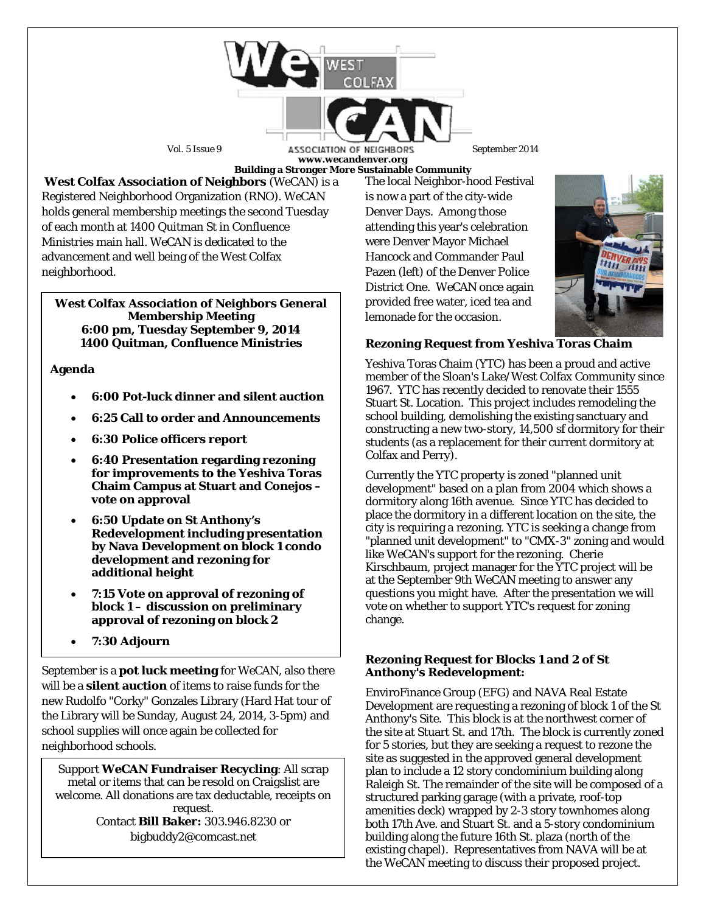# WeCAN West Colfax Association of Neighbors

Vol. 5 Issue 9 — September 2014

**www.wecandenver.org**

**Building a Stronger More Sustainable Community**

**West Colfax Association of Neighbors** (WeCAN) is a Registered Neighborhood Organization (RNO). WeCAN holds general membership meetings the second Tuesday of each month at 1400 Quitman St in Confluence Ministries main hall. WeCAN is dedicated to the advancement and well being of the West Colfax neighborhood.

> **West Colfax Association of Neighbors General Membership Meeting**
> **6:00 pm, Tuesday September 9, 2014**
> **1400 Quitman, Confluence Ministries**
>
> **Agenda**
>
> - **6:00 Pot-luck dinner and silent auction**
> - **6:25 Call to order and Announcements**
> - **6:30 Police officers report**
> - **6:40 Presentation regarding rezoning for improvements to the Yeshiva Toras Chaim Campus at Stuart and Conejos – vote on approval**
> - **6:50 Update on St Anthony's Redevelopment including presentation by Nava Development on block 1 condo development and rezoning for additional height**
> - **7:15 Vote on approval of rezoning of block 1 – discussion on preliminary approval of rezoning on block 2**
> - **7:30 Adjourn**

September is a **pot luck meeting** for WeCAN, also there will be a **silent auction** of items to raise funds for the new Rudolfo "Corky" Gonzales Library (Hard Hat tour of the Library will be Sunday, August 24, 2014, 3-5pm) and school supplies will once again be collected for neighborhood schools.

> Support **WeCAN Fundraiser Recycling**: All scrap metal or items that can be resold on Craigslist are welcome. All donations are tax deductable, receipts on request.
> Contact **Bill Baker:** 303.946.8230 or bigbuddy2@comcast.net

The local Neighbor-hood Festival is now a part of the city-wide Denver Days. Among those attending this year's celebration were Denver Mayor Michael Hancock and Commander Paul Pazen (left) of the Denver Police District One. WeCAN once again provided free water, iced tea and lemonade for the occasion.

### Rezoning Request from Yeshiva Toras Chaim

Yeshiva Toras Chaim (YTC) has been a proud and active member of the Sloan's Lake/West Colfax Community since 1967. YTC has recently decided to renovate their 1555 Stuart St. Location. This project includes remodeling the school building, demolishing the existing sanctuary and constructing a new two-story, 14,500 sf dormitory for their students (as a replacement for their current dormitory at Colfax and Perry).

Currently the YTC property is zoned "planned unit development" based on a plan from 2004 which shows a dormitory along 16th avenue. Since YTC has decided to place the dormitory in a different location on the site, the city is requiring a rezoning. YTC is seeking a change from "planned unit development" to "CMX-3" zoning and would like WeCAN's support for the rezoning. Cherie Kirschbaum, project manager for the YTC project will be at the September 9th WeCAN meeting to answer any questions you might have. After the presentation we will vote on whether to support YTC's request for zoning change.

### Rezoning Request for Blocks 1 and 2 of St Anthony's Redevelopment:

EnviroFinance Group (EFG) and NAVA Real Estate Development are requesting a rezoning of block 1 of the St Anthony's Site. This block is at the northwest corner of the site at Stuart St. and 17th. The block is currently zoned for 5 stories, but they are seeking a request to rezone the site as suggested in the approved general development plan to include a 12 story condominium building along Raleigh St. The remainder of the site will be composed of a structured parking garage (with a private, roof-top amenities deck) wrapped by 2-3 story townhomes along both 17th Ave. and Stuart St. and a 5-story condominium building along the future 16th St. plaza (north of the existing chapel). Representatives from NAVA will be at the WeCAN meeting to discuss their proposed project.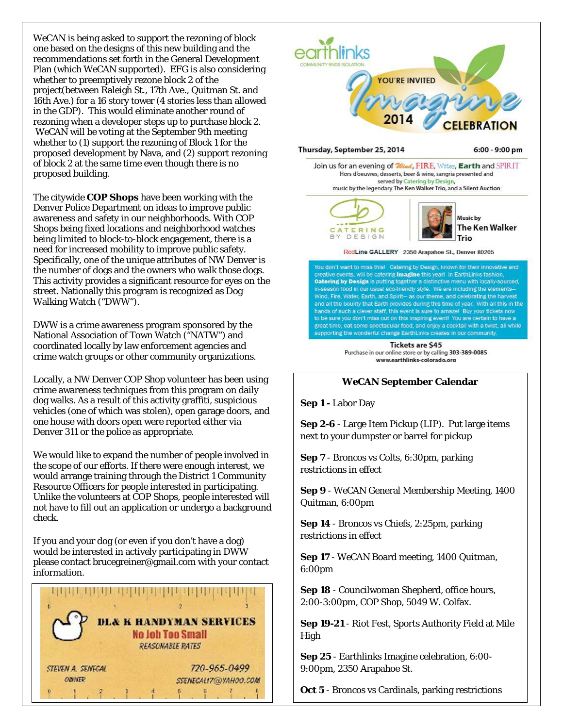WeCAN is being asked to support the rezoning of block one based on the designs of this new building and the recommendations set forth in the General Development Plan (which WeCAN supported). EFG is also considering whether to preemptively rezone block 2 of the project(between Raleigh St., 17th Ave., Quitman St. and 16th Ave.) for a 16 story tower (4 stories less than allowed in the GDP). This would eliminate another round of rezoning when a developer steps up to purchase block 2. WeCAN will be voting at the September 9th meeting whether to (1) support the rezoning of Block 1 for the proposed development by Nava, and (2) support rezoning of block 2 at the same time even though there is no proposed building.

The citywide **COP Shops** have been working with the Denver Police Department on ideas to improve public awareness and safety in our neighborhoods. With COP Shops being fixed locations and neighborhood watches being limited to block-to-block engagement, there is a need for increased mobility to improve public safety. Specifically, one of the unique attributes of NW Denver is the number of dogs and the owners who walk those dogs. This activity provides a significant resource for eyes on the street. Nationally this program is recognized as Dog Walking Watch ("DWW").

DWW is a crime awareness program sponsored by the National Association of Town Watch ("NATW") and coordinated locally by law enforcement agencies and crime watch groups or other community organizations.

Locally, a NW Denver COP Shop volunteer has been using crime awareness techniques from this program on daily dog walks. As a result of this activity graffiti, suspicious vehicles (one of which was stolen), open garage doors, and one house with doors open were reported either via Denver 311 or the police as appropriate.

We would like to expand the number of people involved in the scope of our efforts. If there were enough interest, we would arrange training through the District 1 Community Resource Officers for people interested in participating. Unlike the volunteers at COP Shops, people interested will not have to fill out an application or undergo a background check.

If you and your dog (or even if you don't have a dog) would be interested in actively participating in DWW please contact brucegreiner@gmail.com with your contact information.

DL& K HANDYMAN SERVICES
No Job Too Small
REASONABLE RATES
STEVEN A. SENECAL
OWNER
720-965-0499
SSENECAL17@YAHOO.COM

earthlinks
COMMUNITY ENDS ISOLATION

YOU'RE INVITED
Imagine 2014 CELEBRATION

Thursday, September 25, 2014 6:00 - 9:00 pm

Join us for an evening of Wind, FIRE, Water, Earth and SPIRIT
Hors d'oeuvres, desserts, beer & wine, sangria presented and served by Catering by Design,
music by the legendary The Ken Walker Trio, and a Silent Auction

CATERING BY DESIGN

Music by The Ken Walker Trio

RedLine GALLERY 2350 Arapahoe St., Denver 80205

You don't want to miss this! Catering by Design, known for their innovative and creative events, will be catering **Imagine** this year! In EarthLinks fashion, **Catering by Design** is putting together a distinctive menu with locally-sourced, in-season food in our usual eco-friendly style. We are including the elements—Wind, Fire, Water, Earth, and Spirit— as our theme, and celebrating the harvest and all the bounty that Earth provides during this time of year. With all this in the hands of such a clever staff, this event is sure to amaze! Buy your tickets now to be sure you don't miss out on this inspiring event! You are certain to have a great time, eat some spectacular food, and enjoy a cocktail with a twist, all while supporting the wonderful change EarthLinks creates in our community.

**Tickets are $45**
Purchase in our online store or by calling **303-389-0085**
**www.earthlinks-colorado.org**

### WeCAN September Calendar

**Sep 1 -** Labor Day

**Sep 2-6** - Large Item Pickup (LIP). Put large items next to your dumpster or barrel for pickup

**Sep 7** - Broncos vs Colts, 6:30pm, parking restrictions in effect

**Sep 9** - WeCAN General Membership Meeting, 1400 Quitman, 6:00pm

**Sep 14** - Broncos vs Chiefs, 2:25pm, parking restrictions in effect

**Sep 17** - WeCAN Board meeting, 1400 Quitman, 6:00pm

**Sep 18** - Councilwoman Shepherd, office hours, 2:00-3:00pm, COP Shop, 5049 W. Colfax.

**Sep 19-21** - Riot Fest, Sports Authority Field at Mile High

**Sep 25** - Earthlinks Imagine celebration, 6:00-9:00pm, 2350 Arapahoe St.

**Oct 5** - Broncos vs Cardinals, parking restrictions